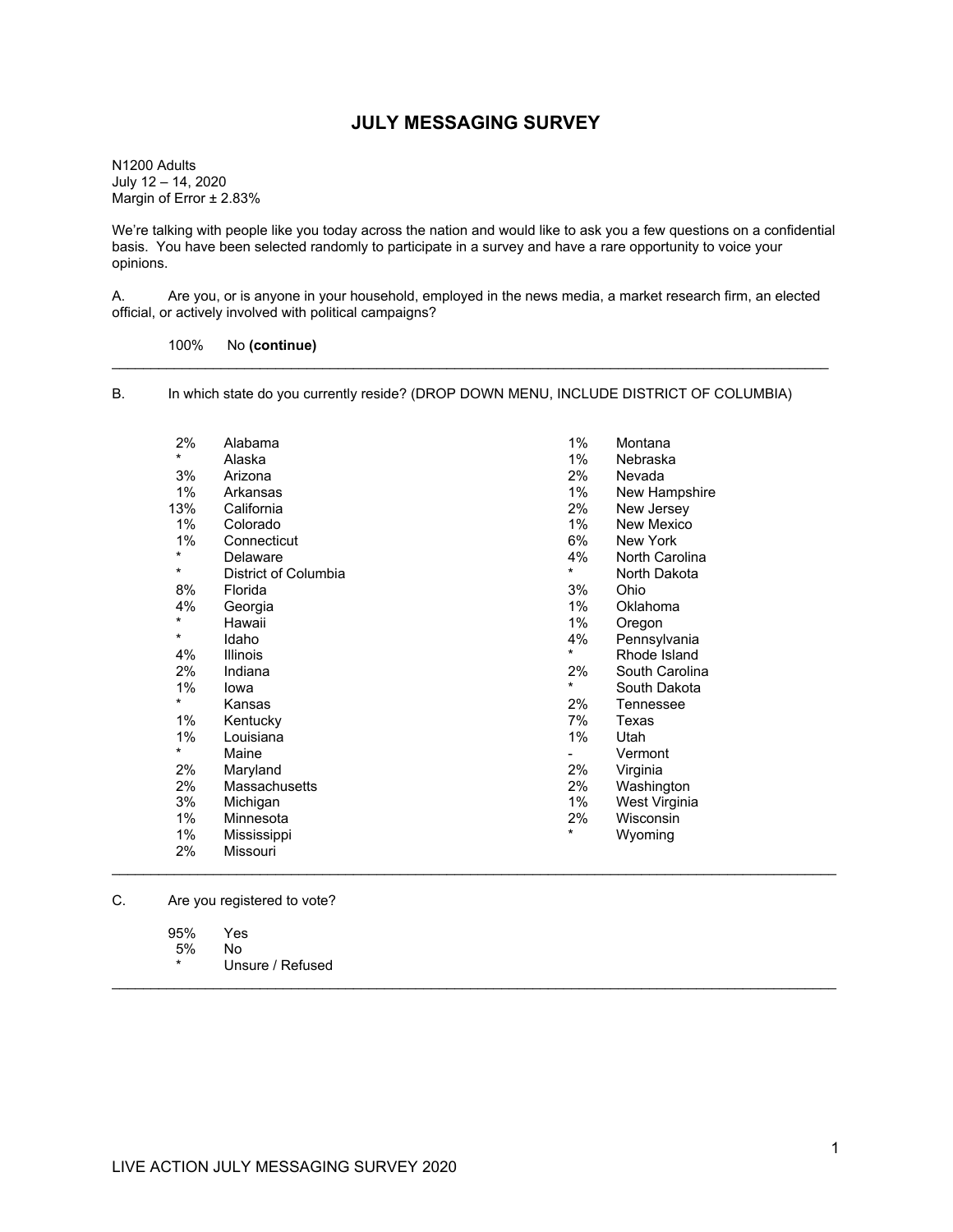# JULY MESSAGING SURVEY

N1200 Adults
July 12 – 14, 2020
Margin of Error ± 2.83%

We're talking with people like you today across the nation and would like to ask you a few questions on a confidential basis. You have been selected randomly to participate in a survey and have a rare opportunity to voice your opinions.

A. Are you, or is anyone in your household, employed in the news media, a market research firm, an elected official, or actively involved with political campaigns?

100% No **(continue)**

---

B. In which state do you currently reside? (DROP DOWN MENU, INCLUDE DISTRICT OF COLUMBIA)

| % | State | % | State |
|---|---|---|---|
| 2% | Alabama | 1% | Montana |
| * | Alaska | 1% | Nebraska |
| 3% | Arizona | 2% | Nevada |
| 1% | Arkansas | 1% | New Hampshire |
| 13% | California | 2% | New Jersey |
| 1% | Colorado | 1% | New Mexico |
| 1% | Connecticut | 6% | New York |
| * | Delaware | 4% | North Carolina |
| * | District of Columbia | * | North Dakota |
| 8% | Florida | 3% | Ohio |
| 4% | Georgia | 1% | Oklahoma |
| * | Hawaii | 1% | Oregon |
| * | Idaho | 4% | Pennsylvania |
| 4% | Illinois | * | Rhode Island |
| 2% | Indiana | 2% | South Carolina |
| 1% | Iowa | * | South Dakota |
| * | Kansas | 2% | Tennessee |
| 1% | Kentucky | 7% | Texas |
| 1% | Louisiana | 1% | Utah |
| * | Maine | - | Vermont |
| 2% | Maryland | 2% | Virginia |
| 2% | Massachusetts | 2% | Washington |
| 3% | Michigan | 1% | West Virginia |
| 1% | Minnesota | 2% | Wisconsin |
| 1% | Mississippi | * | Wyoming |
| 2% | Missouri | | |

---

C. Are you registered to vote?

95% Yes
5% No
\* Unsure / Refused

---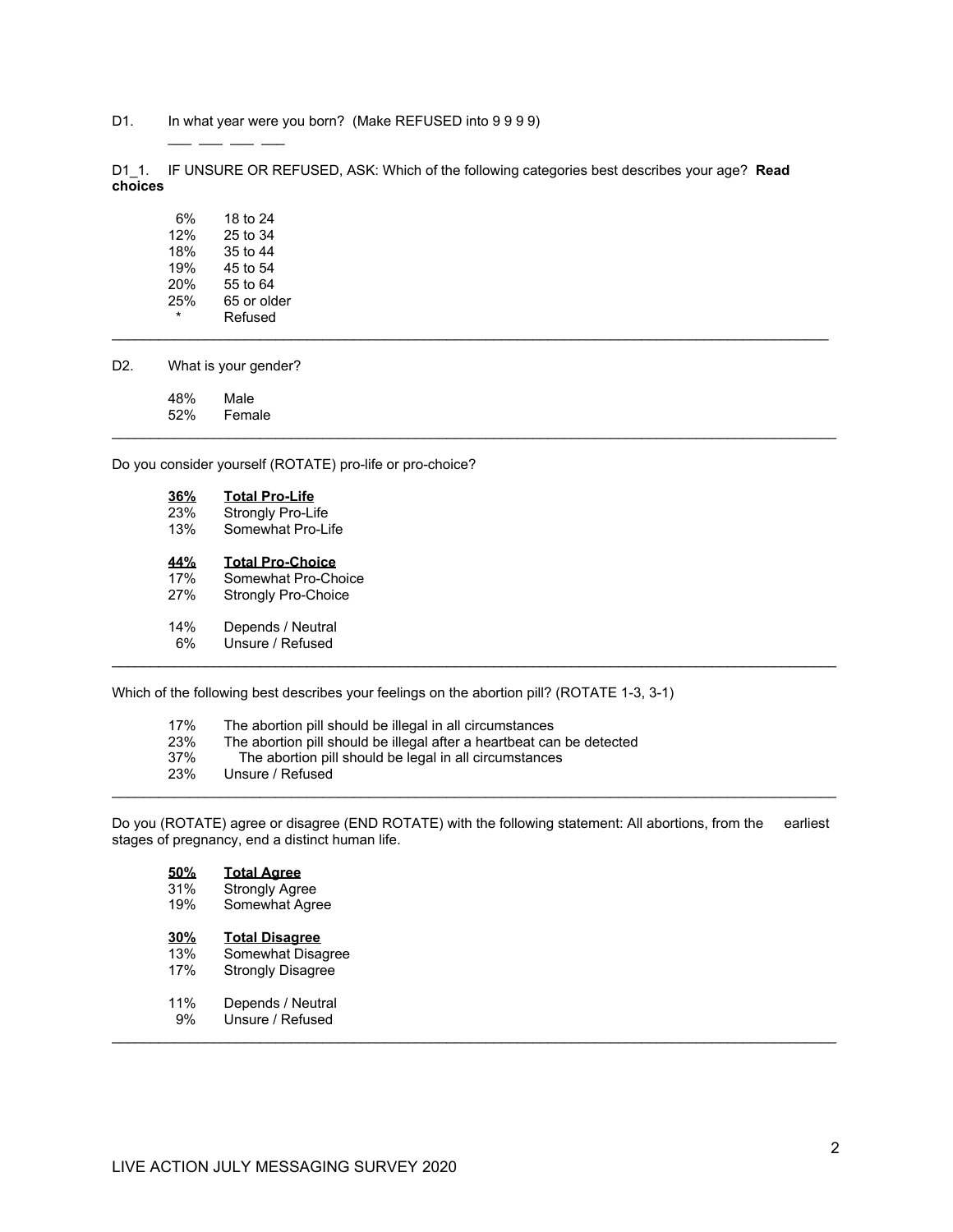D1. In what year were you born? (Make REFUSED into 9 9 9 9)

___ ___ ___ ___

D1_1. IF UNSURE OR REFUSED, ASK: Which of the following categories best describes your age? **Read choices**

| | |
|---|---|
| 6% | 18 to 24 |
| 12% | 25 to 34 |
| 18% | 35 to 44 |
| 19% | 45 to 54 |
| 20% | 55 to 64 |
| 25% | 65 or older |
| * | Refused |

---

D2. What is your gender?

| | |
|---|---|
| 48% | Male |
| 52% | Female |

---

Do you consider yourself (ROTATE) pro-life or pro-choice?

| | |
|---|---|
| **36%** | **Total Pro-Life** |
| 23% | Strongly Pro-Life |
| 13% | Somewhat Pro-Life |
| | |
| **44%** | **Total Pro-Choice** |
| 17% | Somewhat Pro-Choice |
| 27% | Strongly Pro-Choice |
| | |
| 14% | Depends / Neutral |
| 6% | Unsure / Refused |

---

Which of the following best describes your feelings on the abortion pill? (ROTATE 1-3, 3-1)

| | |
|---|---|
| 17% | The abortion pill should be illegal in all circumstances |
| 23% | The abortion pill should be illegal after a heartbeat can be detected |
| 37% | The abortion pill should be legal in all circumstances |
| 23% | Unsure / Refused |

---

Do you (ROTATE) agree or disagree (END ROTATE) with the following statement: All abortions, from the earliest stages of pregnancy, end a distinct human life.

| | |
|---|---|
| **50%** | **Total Agree** |
| 31% | Strongly Agree |
| 19% | Somewhat Agree |
| | |
| **30%** | **Total Disagree** |
| 13% | Somewhat Disagree |
| 17% | Strongly Disagree |
| | |
| 11% | Depends / Neutral |
| 9% | Unsure / Refused |

---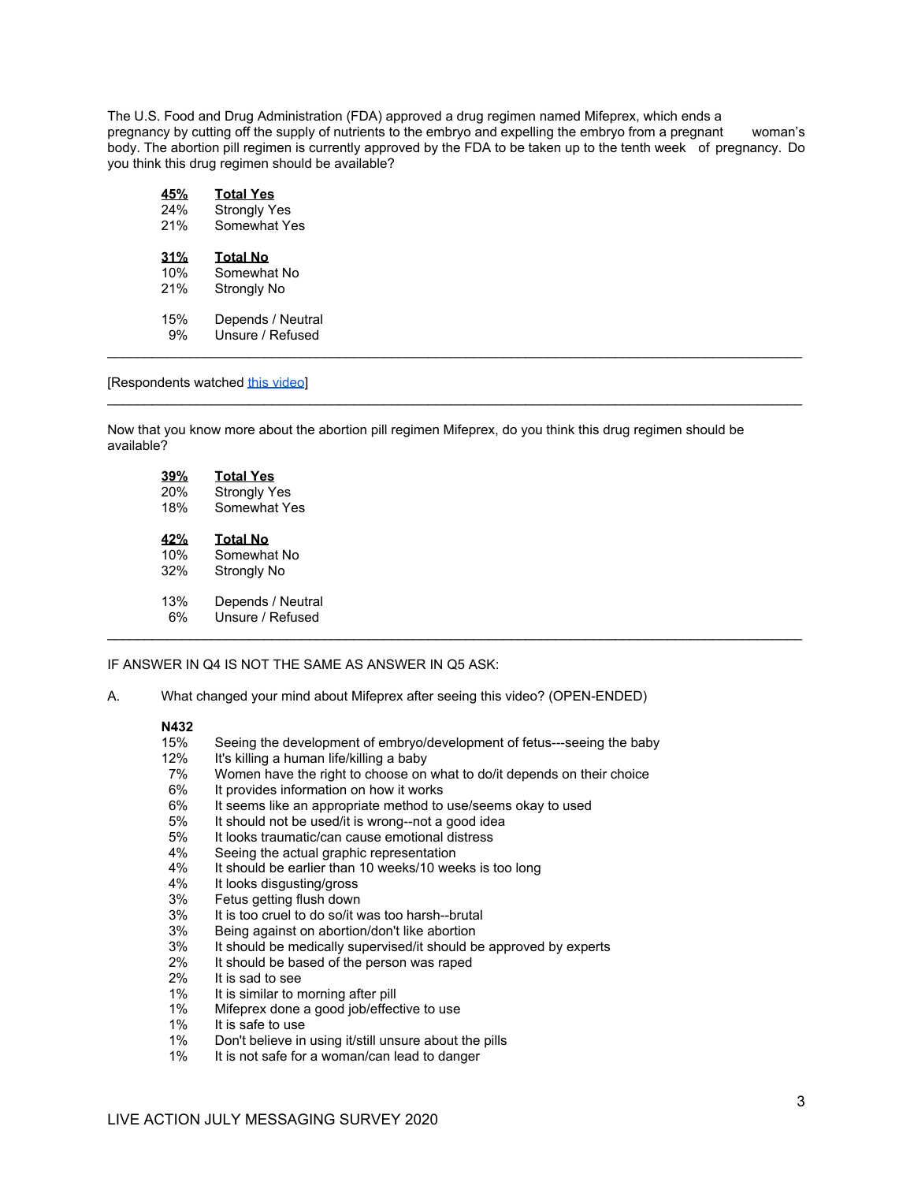The U.S. Food and Drug Administration (FDA) approved a drug regimen named Mifeprex, which ends a pregnancy by cutting off the supply of nutrients to the embryo and expelling the embryo from a pregnant woman's body. The abortion pill regimen is currently approved by the FDA to be taken up to the tenth week of pregnancy. Do you think this drug regimen should be available?

| | |
|---|---|
| **45%** | **Total Yes** |
| 24% | Strongly Yes |
| 21% | Somewhat Yes |
| **31%** | **Total No** |
| 10% | Somewhat No |
| 21% | Strongly No |
| 15% | Depends / Neutral |
| 9% | Unsure / Refused |

---

[Respondents watched this video]

---

Now that you know more about the abortion pill regimen Mifeprex, do you think this drug regimen should be available?

| | |
|---|---|
| **39%** | **Total Yes** |
| 20% | Strongly Yes |
| 18% | Somewhat Yes |
| **42%** | **Total No** |
| 10% | Somewhat No |
| 32% | Strongly No |
| 13% | Depends / Neutral |
| 6% | Unsure / Refused |

---

IF ANSWER IN Q4 IS NOT THE SAME AS ANSWER IN Q5 ASK:

A. What changed your mind about Mifeprex after seeing this video? (OPEN-ENDED)

| **N432** | |
|---|---|
| 15% | Seeing the development of embryo/development of fetus---seeing the baby |
| 12% | It's killing a human life/killing a baby |
| 7% | Women have the right to choose on what to do/it depends on their choice |
| 6% | It provides information on how it works |
| 6% | It seems like an appropriate method to use/seems okay to used |
| 5% | It should not be used/it is wrong--not a good idea |
| 5% | It looks traumatic/can cause emotional distress |
| 4% | Seeing the actual graphic representation |
| 4% | It should be earlier than 10 weeks/10 weeks is too long |
| 4% | It looks disgusting/gross |
| 3% | Fetus getting flush down |
| 3% | It is too cruel to do so/it was too harsh--brutal |
| 3% | Being against on abortion/don't like abortion |
| 3% | It should be medically supervised/it should be approved by experts |
| 2% | It should be based of the person was raped |
| 2% | It is sad to see |
| 1% | It is similar to morning after pill |
| 1% | Mifeprex done a good job/effective to use |
| 1% | It is safe to use |
| 1% | Don't believe in using it/still unsure about the pills |
| 1% | It is not safe for a woman/can lead to danger |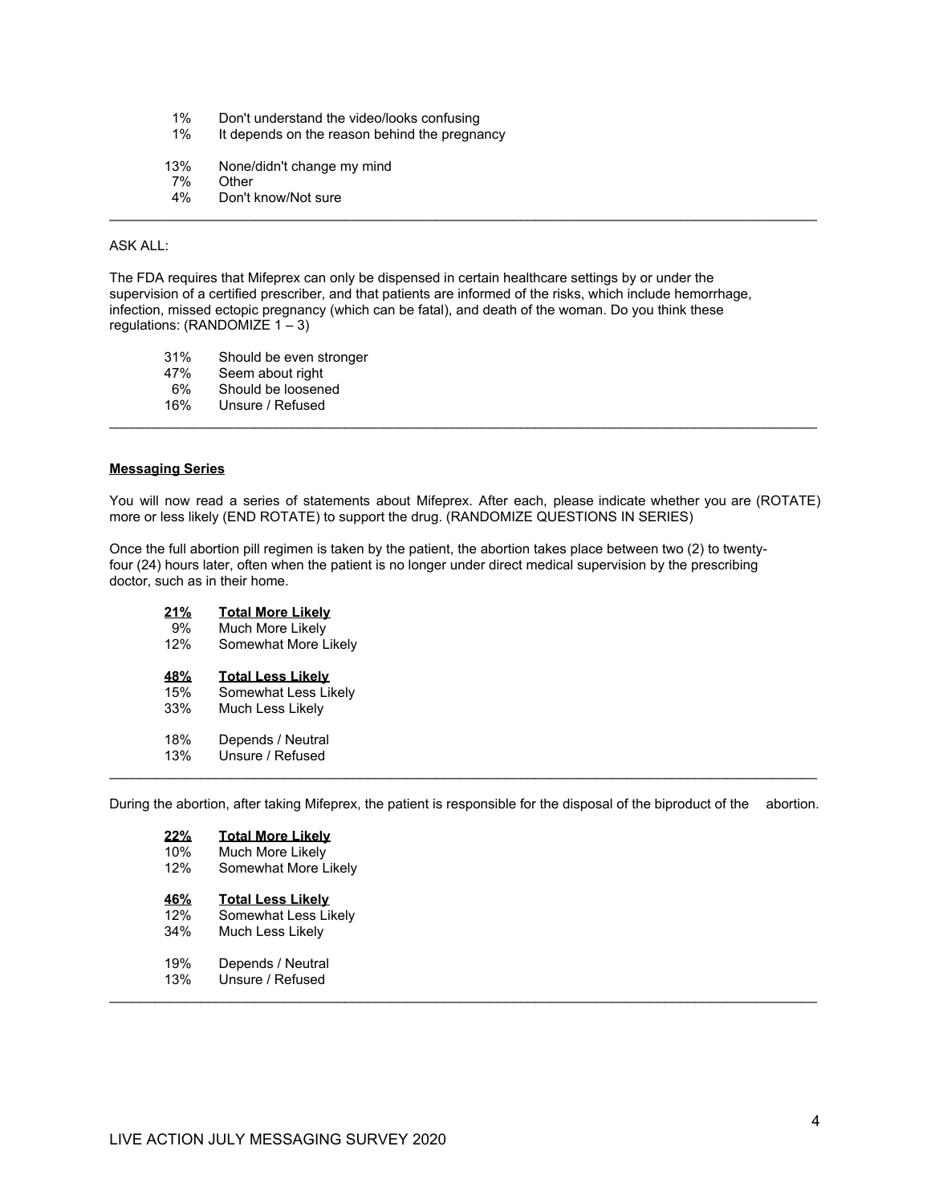1% Don't understand the video/looks confusing
1% It depends on the reason behind the pregnancy

13% None/didn't change my mind
7% Other
4% Don't know/Not sure

---

ASK ALL:

The FDA requires that Mifeprex can only be dispensed in certain healthcare settings by or under the supervision of a certified prescriber, and that patients are informed of the risks, which include hemorrhage, infection, missed ectopic pregnancy (which can be fatal), and death of the woman. Do you think these regulations: (RANDOMIZE 1 – 3)

31% Should be even stronger
47% Seem about right
6% Should be loosened
16% Unsure / Refused

---

**Messaging Series**

You will now read a series of statements about Mifeprex. After each, please indicate whether you are (ROTATE) more or less likely (END ROTATE) to support the drug. (RANDOMIZE QUESTIONS IN SERIES)

Once the full abortion pill regimen is taken by the patient, the abortion takes place between two (2) to twenty-four (24) hours later, often when the patient is no longer under direct medical supervision by the prescribing doctor, such as in their home.

**21% Total More Likely**
9% Much More Likely
12% Somewhat More Likely

**48% Total Less Likely**
15% Somewhat Less Likely
33% Much Less Likely

18% Depends / Neutral
13% Unsure / Refused

---

During the abortion, after taking Mifeprex, the patient is responsible for the disposal of the biproduct of the abortion.

**22% Total More Likely**
10% Much More Likely
12% Somewhat More Likely

**46% Total Less Likely**
12% Somewhat Less Likely
34% Much Less Likely

19% Depends / Neutral
13% Unsure / Refused

---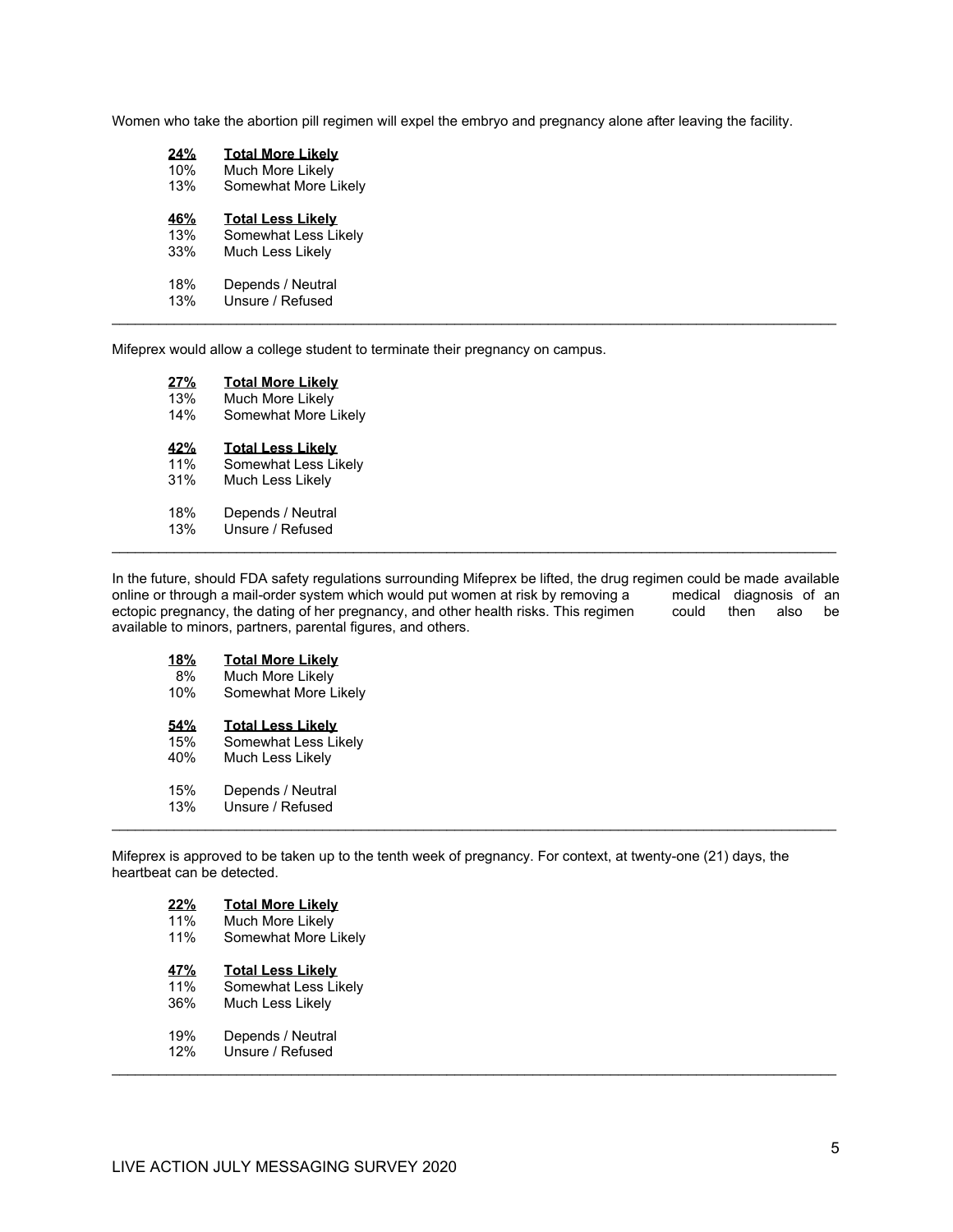Women who take the abortion pill regimen will expel the embryo and pregnancy alone after leaving the facility.

| | |
|---|---|
| **24%** | **Total More Likely** |
| 10% | Much More Likely |
| 13% | Somewhat More Likely |
| **46%** | **Total Less Likely** |
| 13% | Somewhat Less Likely |
| 33% | Much Less Likely |
| 18% | Depends / Neutral |
| 13% | Unsure / Refused |

---

Mifeprex would allow a college student to terminate their pregnancy on campus.

| | |
|---|---|
| **27%** | **Total More Likely** |
| 13% | Much More Likely |
| 14% | Somewhat More Likely |
| **42%** | **Total Less Likely** |
| 11% | Somewhat Less Likely |
| 31% | Much Less Likely |
| 18% | Depends / Neutral |
| 13% | Unsure / Refused |

---

In the future, should FDA safety regulations surrounding Mifeprex be lifted, the drug regimen could be made available online or through a mail-order system which would put women at risk by removing a medical diagnosis of an ectopic pregnancy, the dating of her pregnancy, and other health risks. This regimen could then also be available to minors, partners, parental figures, and others.

| | |
|---|---|
| **18%** | **Total More Likely** |
| 8% | Much More Likely |
| 10% | Somewhat More Likely |
| **54%** | **Total Less Likely** |
| 15% | Somewhat Less Likely |
| 40% | Much Less Likely |
| 15% | Depends / Neutral |
| 13% | Unsure / Refused |

---

Mifeprex is approved to be taken up to the tenth week of pregnancy. For context, at twenty-one (21) days, the heartbeat can be detected.

| | |
|---|---|
| **22%** | **Total More Likely** |
| 11% | Much More Likely |
| 11% | Somewhat More Likely |
| **47%** | **Total Less Likely** |
| 11% | Somewhat Less Likely |
| 36% | Much Less Likely |
| 19% | Depends / Neutral |
| 12% | Unsure / Refused |

---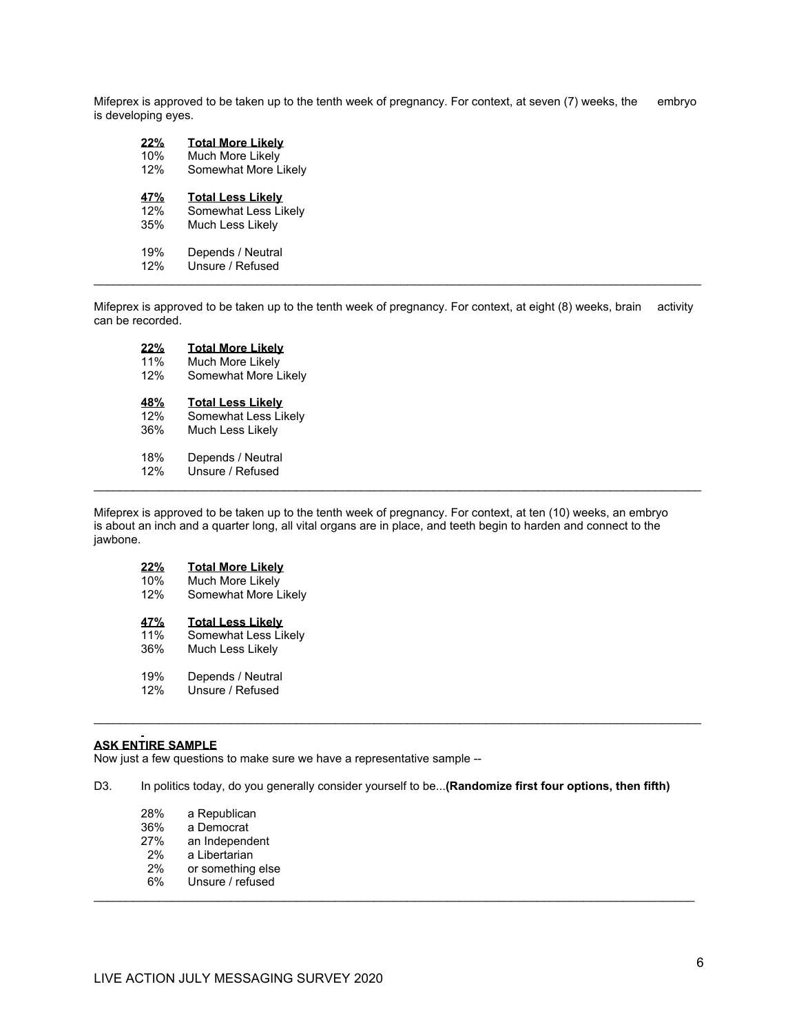Mifeprex is approved to be taken up to the tenth week of pregnancy. For context, at seven (7) weeks, the embryo is developing eyes.

| | |
|---|---|
| **22%** | **Total More Likely** |
| 10% | Much More Likely |
| 12% | Somewhat More Likely |
| **47%** | **Total Less Likely** |
| 12% | Somewhat Less Likely |
| 35% | Much Less Likely |
| 19% | Depends / Neutral |
| 12% | Unsure / Refused |

---

Mifeprex is approved to be taken up to the tenth week of pregnancy. For context, at eight (8) weeks, brain activity can be recorded.

| | |
|---|---|
| **22%** | **Total More Likely** |
| 11% | Much More Likely |
| 12% | Somewhat More Likely |
| **48%** | **Total Less Likely** |
| 12% | Somewhat Less Likely |
| 36% | Much Less Likely |
| 18% | Depends / Neutral |
| 12% | Unsure / Refused |

---

Mifeprex is approved to be taken up to the tenth week of pregnancy. For context, at ten (10) weeks, an embryo is about an inch and a quarter long, all vital organs are in place, and teeth begin to harden and connect to the jawbone.

| | |
|---|---|
| **22%** | **Total More Likely** |
| 10% | Much More Likely |
| 12% | Somewhat More Likely |
| **47%** | **Total Less Likely** |
| 11% | Somewhat Less Likely |
| 36% | Much Less Likely |
| 19% | Depends / Neutral |
| 12% | Unsure / Refused |

---

**ASK ENTIRE SAMPLE**

Now just a few questions to make sure we have a representative sample --

D3. In politics today, do you generally consider yourself to be...**(Randomize first four options, then fifth)**

| | |
|---|---|
| 28% | a Republican |
| 36% | a Democrat |
| 27% | an Independent |
| 2% | a Libertarian |
| 2% | or something else |
| 6% | Unsure / refused |

---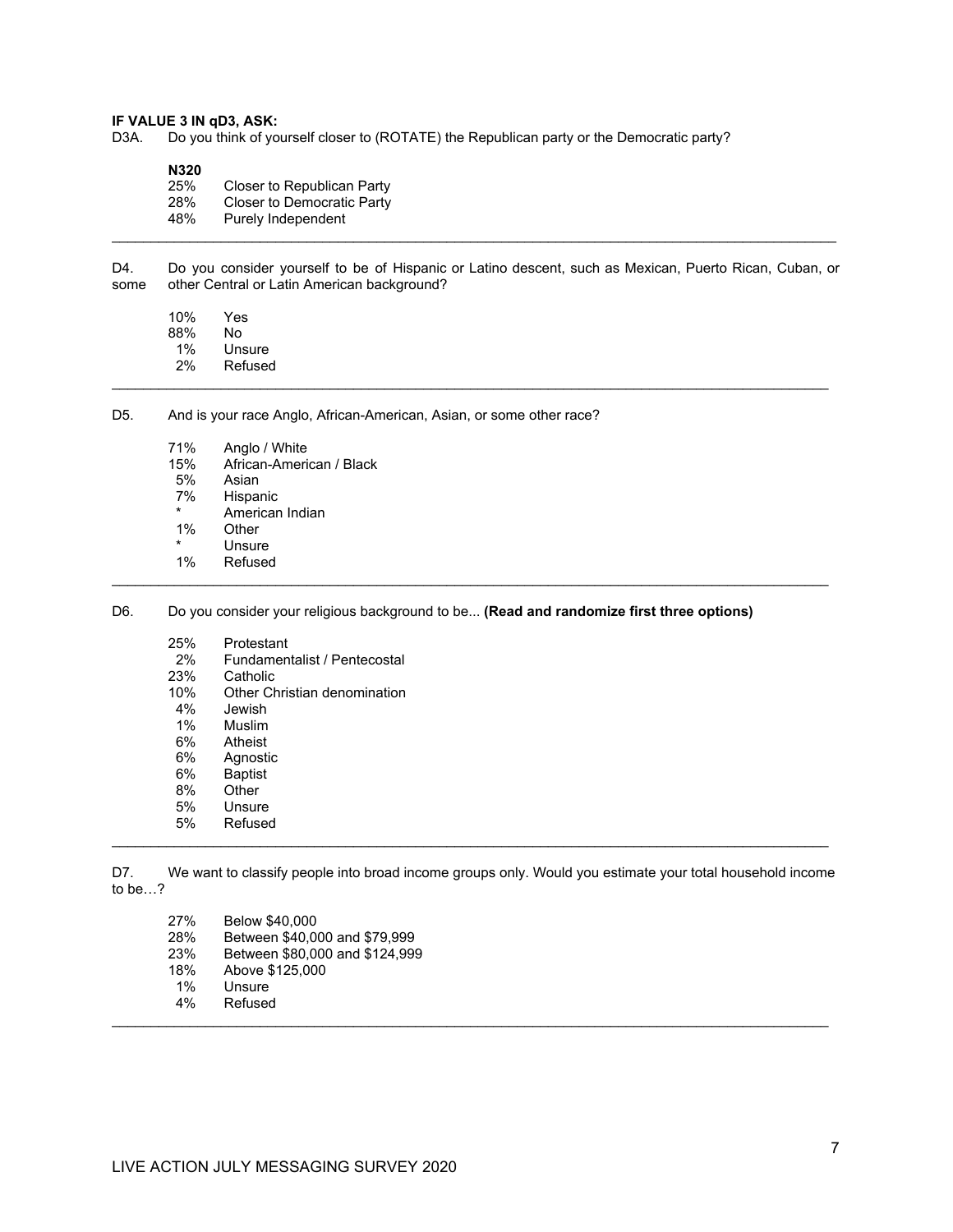**IF VALUE 3 IN qD3, ASK:**

D3A. Do you think of yourself closer to (ROTATE) the Republican party or the Democratic party?

**N320**

| | |
|---|---|
| 25% | Closer to Republican Party |
| 28% | Closer to Democratic Party |
| 48% | Purely Independent |

---

D4. Do you consider yourself to be of Hispanic or Latino descent, such as Mexican, Puerto Rican, Cuban, or some other Central or Latin American background?

| | |
|---|---|
| 10% | Yes |
| 88% | No |
| 1% | Unsure |
| 2% | Refused |

---

D5. And is your race Anglo, African-American, Asian, or some other race?

| | |
|---|---|
| 71% | Anglo / White |
| 15% | African-American / Black |
| 5% | Asian |
| 7% | Hispanic |
| * | American Indian |
| 1% | Other |
| * | Unsure |
| 1% | Refused |

---

D6. Do you consider your religious background to be... **(Read and randomize first three options)**

| | |
|---|---|
| 25% | Protestant |
| 2% | Fundamentalist / Pentecostal |
| 23% | Catholic |
| 10% | Other Christian denomination |
| 4% | Jewish |
| 1% | Muslim |
| 6% | Atheist |
| 6% | Agnostic |
| 6% | Baptist |
| 8% | Other |
| 5% | Unsure |
| 5% | Refused |

---

D7. We want to classify people into broad income groups only. Would you estimate your total household income to be…?

| | |
|---|---|
| 27% | Below $40,000 |
| 28% | Between $40,000 and $79,999 |
| 23% | Between $80,000 and $124,999 |
| 18% | Above $125,000 |
| 1% | Unsure |
| 4% | Refused |

---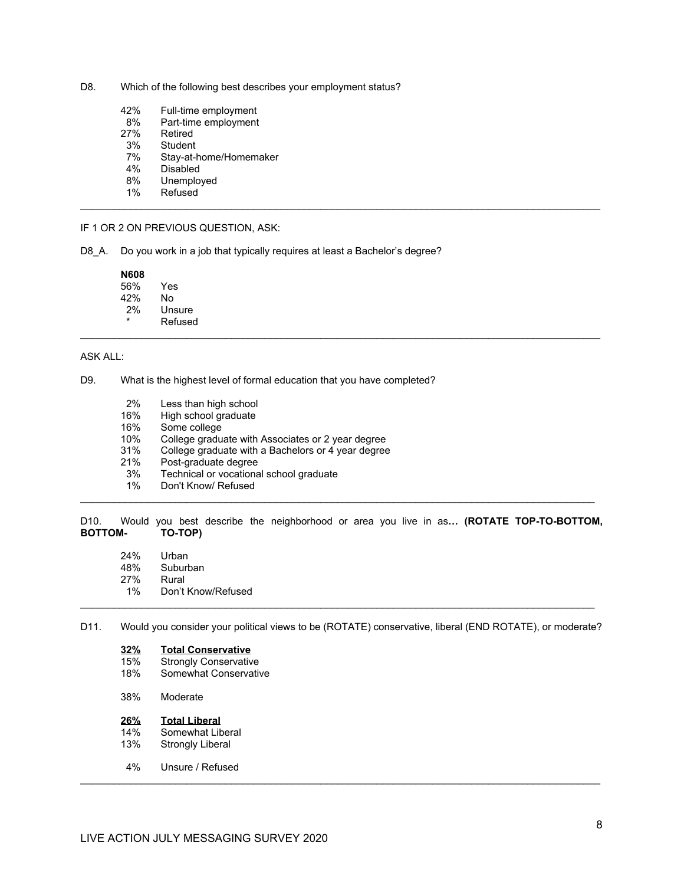D8. Which of the following best describes your employment status?

| | |
|---|---|
| 42% | Full-time employment |
| 8% | Part-time employment |
| 27% | Retired |
| 3% | Student |
| 7% | Stay-at-home/Homemaker |
| 4% | Disabled |
| 8% | Unemployed |
| 1% | Refused |

---

IF 1 OR 2 ON PREVIOUS QUESTION, ASK:

D8_A. Do you work in a job that typically requires at least a Bachelor's degree?

| **N608** | |
|---|---|
| 56% | Yes |
| 42% | No |
| 2% | Unsure |
| * | Refused |

---

ASK ALL:

D9. What is the highest level of formal education that you have completed?

| | |
|---|---|
| 2% | Less than high school |
| 16% | High school graduate |
| 16% | Some college |
| 10% | College graduate with Associates or 2 year degree |
| 31% | College graduate with a Bachelors or 4 year degree |
| 21% | Post-graduate degree |
| 3% | Technical or vocational school graduate |
| 1% | Don't Know/ Refused |

---

D10. Would you best describe the neighborhood or area you live in as**… (ROTATE TOP-TO-BOTTOM, BOTTOM- TO-TOP)**

| | |
|---|---|
| 24% | Urban |
| 48% | Suburban |
| 27% | Rural |
| 1% | Don't Know/Refused |

---

D11. Would you consider your political views to be (ROTATE) conservative, liberal (END ROTATE), or moderate?

| | |
|---|---|
| **32%** | **Total Conservative** |
| 15% | Strongly Conservative |
| 18% | Somewhat Conservative |
| | |
| 38% | Moderate |
| | |
| **26%** | **Total Liberal** |
| 14% | Somewhat Liberal |
| 13% | Strongly Liberal |
| | |
| 4% | Unsure / Refused |

---

LIVE ACTION JULY MESSAGING SURVEY 2020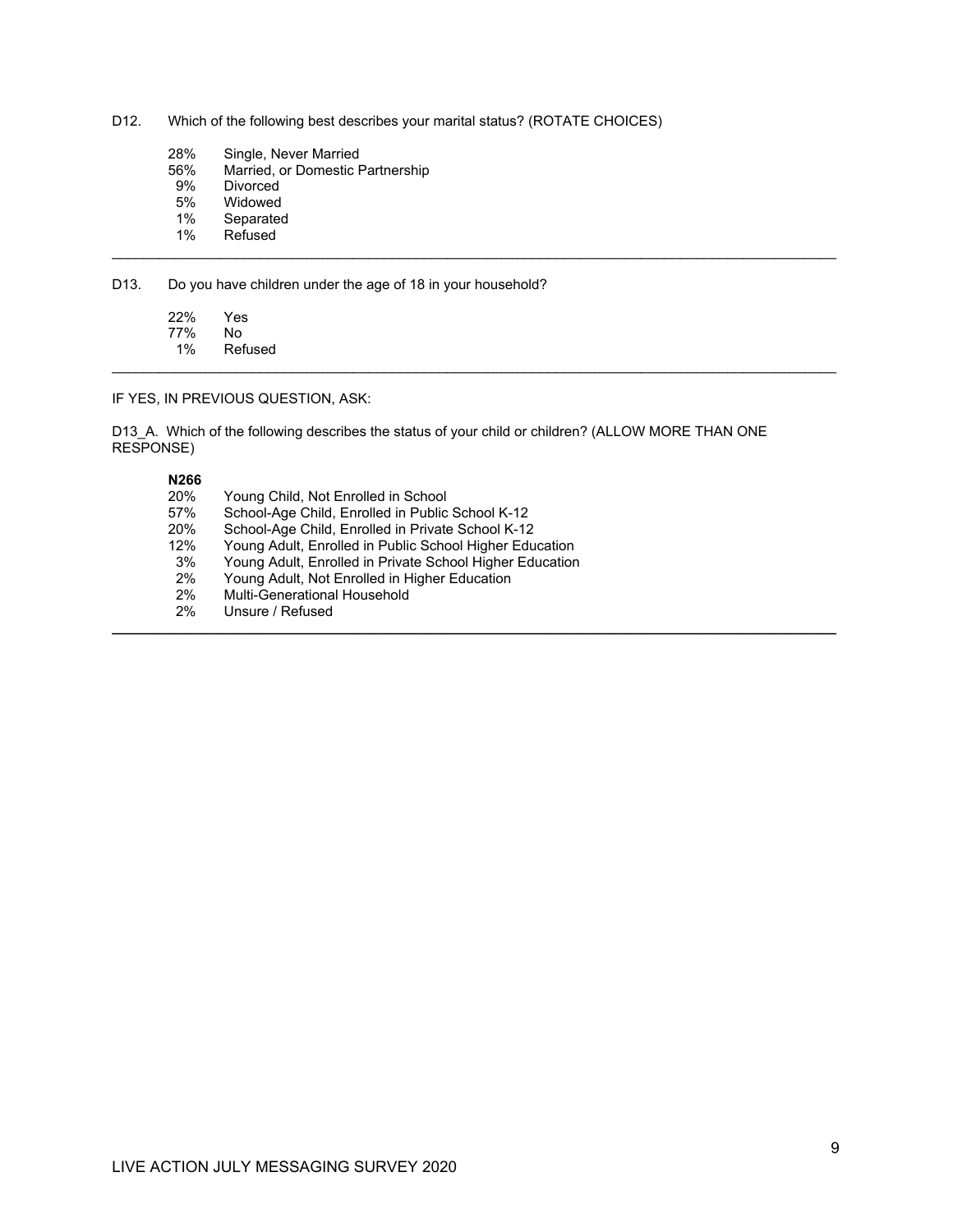D12. Which of the following best describes your marital status? (ROTATE CHOICES)

28% Single, Never Married
56% Married, or Domestic Partnership
9% Divorced
5% Widowed
1% Separated
1% Refused

---

D13. Do you have children under the age of 18 in your household?

22% Yes
77% No
1% Refused

---

IF YES, IN PREVIOUS QUESTION, ASK:

D13_A. Which of the following describes the status of your child or children? (ALLOW MORE THAN ONE RESPONSE)

**N266**
20% Young Child, Not Enrolled in School
57% School-Age Child, Enrolled in Public School K-12
20% School-Age Child, Enrolled in Private School K-12
12% Young Adult, Enrolled in Public School Higher Education
3% Young Adult, Enrolled in Private School Higher Education
2% Young Adult, Not Enrolled in Higher Education
2% Multi-Generational Household
2% Unsure / Refused

---